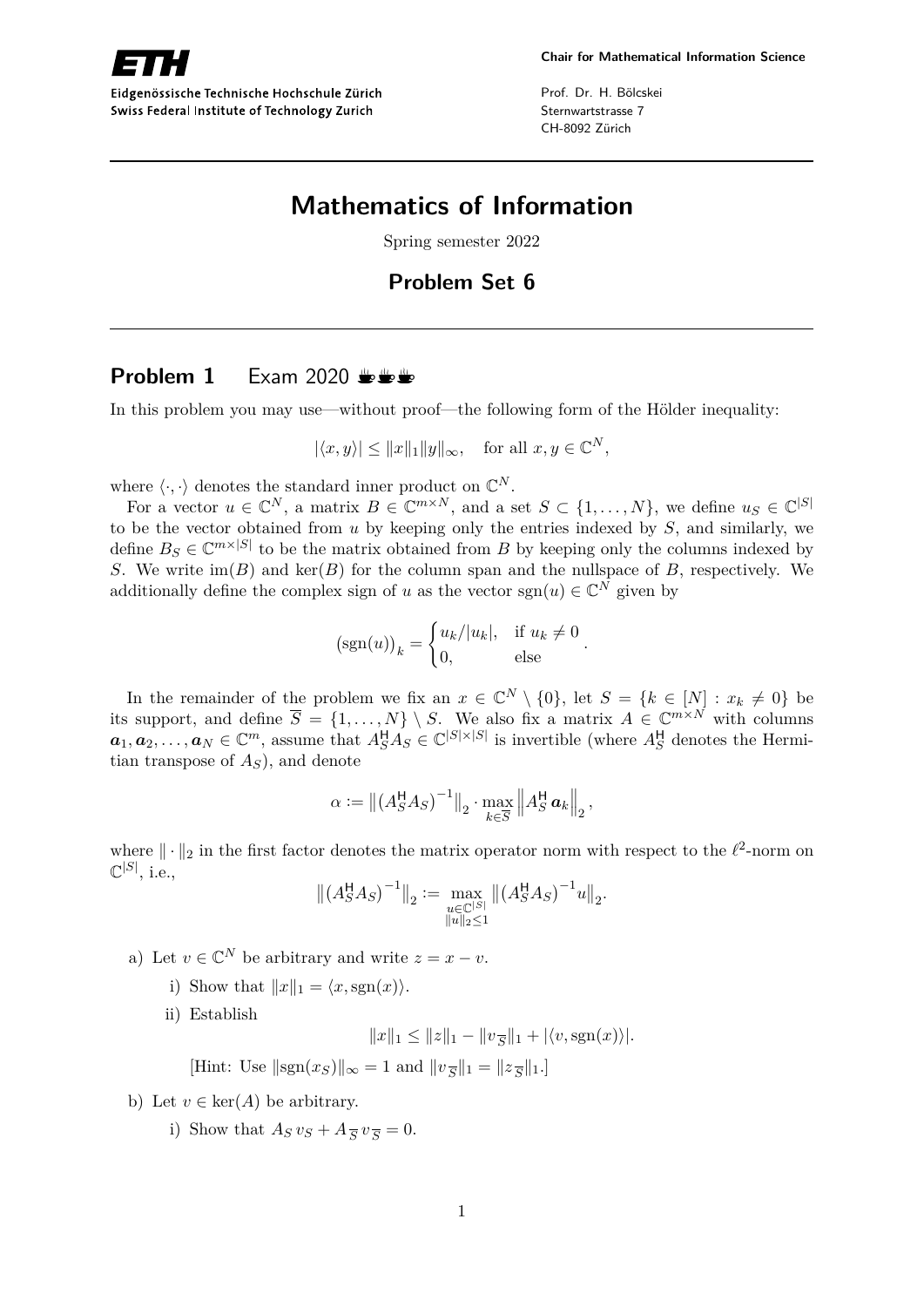Chair for Mathematical Information Science

Eidgenössische Technische Hochschule Zürich
Swiss Federal Institute of Technology Zurich

Prof. Dr. H. Bölcskei
Sternwartstrasse 7
CH-8092 Zürich

# Mathematics of Information

Spring semester 2022

## Problem Set 6

### Problem 1 Exam 2020 ☕☕☕

In this problem you may use—without proof—the following form of the Hölder inequality:

$$|\langle x, y\rangle| \leq \|x\|_1 \|y\|_\infty, \quad \text{for all } x, y \in \mathbb{C}^N,$$

where $\langle \cdot, \cdot \rangle$ denotes the standard inner product on $\mathbb{C}^N$.

For a vector $u \in \mathbb{C}^N$, a matrix $B \in \mathbb{C}^{m\times N}$, and a set $S \subset \{1, \dots, N\}$, we define $u_S \in \mathbb{C}^{|S|}$ to be the vector obtained from $u$ by keeping only the entries indexed by $S$, and similarly, we define $B_S \in \mathbb{C}^{m\times|S|}$ to be the matrix obtained from $B$ by keeping only the columns indexed by $S$. We write $\operatorname{im}(B)$ and $\ker(B)$ for the column span and the nullspace of $B$, respectively. We additionally define the complex sign of $u$ as the vector $\operatorname{sgn}(u) \in \mathbb{C}^N$ given by

$$\left(\operatorname{sgn}(u)\right)_k = \begin{cases} u_k/|u_k|, & \text{if } u_k \neq 0 \\ 0, & \text{else} \end{cases}.$$

In the remainder of the problem we fix an $x \in \mathbb{C}^N \setminus \{0\}$, let $S = \{k \in [N] : x_k \neq 0\}$ be its support, and define $\overline{S} = \{1, \dots, N\} \setminus S$. We also fix a matrix $A \in \mathbb{C}^{m\times N}$ with columns $\boldsymbol{a}_1, \boldsymbol{a}_2, \dots, \boldsymbol{a}_N \in \mathbb{C}^m$, assume that $A_S^{\mathsf{H}} A_S \in \mathbb{C}^{|S|\times|S|}$ is invertible (where $A_S^{\mathsf{H}}$ denotes the Hermitian transpose of $A_S$), and denote

$$\alpha := \left\|\left(A_S^{\mathsf{H}} A_S\right)^{-1}\right\|_2 \cdot \max_{k\in\overline{S}} \left\|A_S^{\mathsf{H}}\, \boldsymbol{a}_k\right\|_2,$$

where $\|\cdot\|_2$ in the first factor denotes the matrix operator norm with respect to the $\ell^2$-norm on $\mathbb{C}^{|S|}$, i.e.,

$$\left\|\left(A_S^{\mathsf{H}} A_S\right)^{-1}\right\|_2 := \max_{\substack{u\in\mathbb{C}^{|S|} \\ \|u\|_2\leq 1}} \left\|\left(A_S^{\mathsf{H}} A_S\right)^{-1} u\right\|_2.$$

a) Let $v \in \mathbb{C}^N$ be arbitrary and write $z = x - v$.

   i) Show that $\|x\|_1 = \langle x, \operatorname{sgn}(x)\rangle$.

   ii) Establish

   $$\|x\|_1 \leq \|z\|_1 - \|v_{\overline{S}}\|_1 + |\langle v, \operatorname{sgn}(x)\rangle|.$$

   [Hint: Use $\|\operatorname{sgn}(x_S)\|_\infty = 1$ and $\|v_{\overline{S}}\|_1 = \|z_{\overline{S}}\|_1$.]

b) Let $v \in \ker(A)$ be arbitrary.

   i) Show that $A_S\, v_S + A_{\overline{S}}\, v_{\overline{S}} = 0$.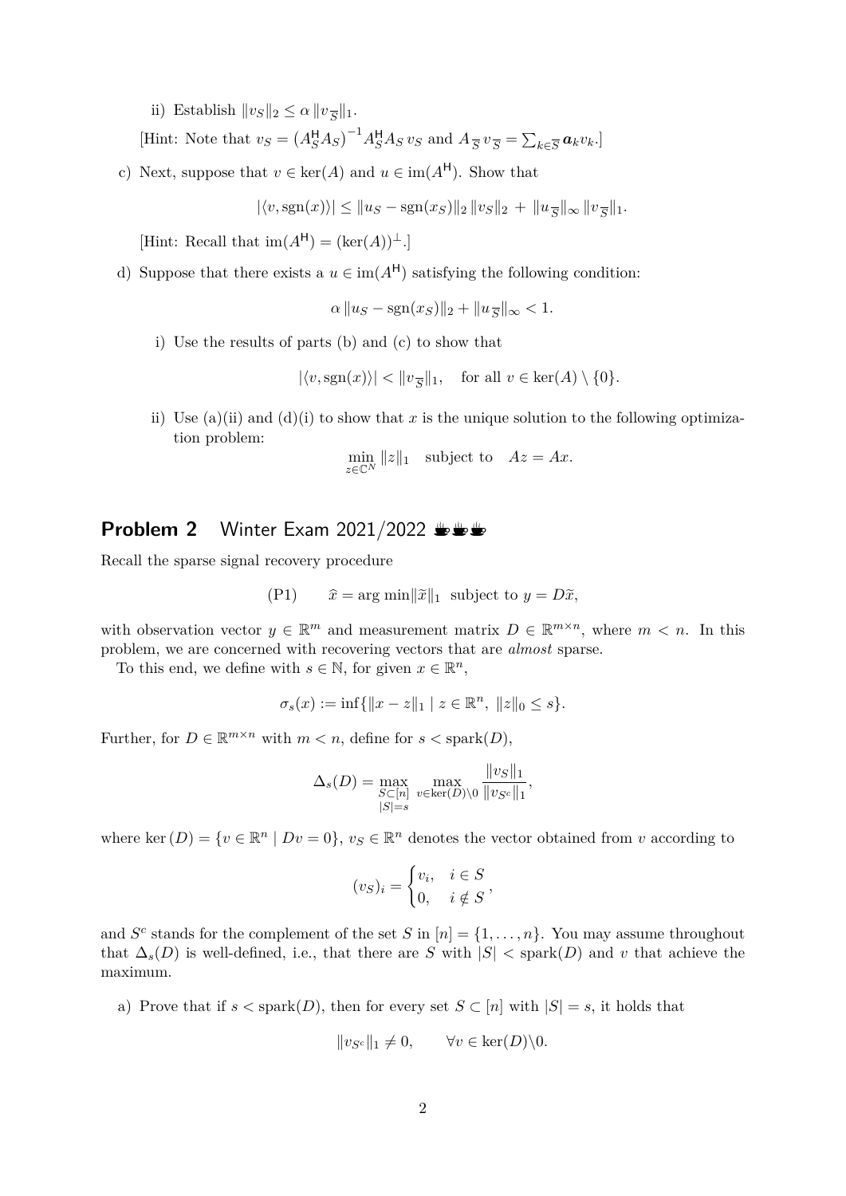ii) Establish $\|v_S\|_2 \leq \alpha \|v_{\overline{S}}\|_1$.

[Hint: Note that $v_S = \left(A_S^{\mathsf{H}} A_S\right)^{-1} A_S^{\mathsf{H}} A_S\, v_S$ and $A_{\overline{S}}\, v_{\overline{S}} = \sum_{k \in \overline{S}} \boldsymbol{a}_k v_k$.]

c) Next, suppose that $v \in \ker(A)$ and $u \in \operatorname{im}(A^{\mathsf{H}})$. Show that

$$|\langle v, \operatorname{sgn}(x)\rangle| \leq \|u_S - \operatorname{sgn}(x_S)\|_2 \, \|v_S\|_2 \, + \, \|u_{\overline{S}}\|_\infty \, \|v_{\overline{S}}\|_1.$$

[Hint: Recall that $\operatorname{im}(A^{\mathsf{H}}) = (\ker(A))^{\perp}$.]

d) Suppose that there exists a $u \in \operatorname{im}(A^{\mathsf{H}})$ satisfying the following condition:

$$\alpha \, \|u_S - \operatorname{sgn}(x_S)\|_2 + \|u_{\overline{S}}\|_\infty < 1.$$

i) Use the results of parts (b) and (c) to show that

$$|\langle v, \operatorname{sgn}(x)\rangle| < \|v_{\overline{S}}\|_1, \quad \text{for all } v \in \ker(A) \setminus \{0\}.$$

ii) Use (a)(ii) and (d)(i) to show that $x$ is the unique solution to the following optimization problem:

$$\min_{z \in \mathbb{C}^N} \|z\|_1 \quad \text{subject to} \quad Az = Ax.$$

## Problem 2 Winter Exam 2021/2022

Recall the sparse signal recovery procedure

$$\text{(P1)} \qquad \widehat{x} = \arg\min \|\widetilde{x}\|_1 \ \text{ subject to } y = D\widetilde{x},$$

with observation vector $y \in \mathbb{R}^m$ and measurement matrix $D \in \mathbb{R}^{m \times n}$, where $m < n$. In this problem, we are concerned with recovering vectors that are *almost* sparse.

To this end, we define with $s \in \mathbb{N}$, for given $x \in \mathbb{R}^n$,

$$\sigma_s(x) := \inf\{\|x - z\|_1 \mid z \in \mathbb{R}^n, \ \|z\|_0 \leq s\}.$$

Further, for $D \in \mathbb{R}^{m \times n}$ with $m < n$, define for $s < \operatorname{spark}(D)$,

$$\Delta_s(D) = \max_{\substack{S \subset [n] \\ |S| = s}} \ \max_{v \in \ker(D) \setminus 0} \frac{\|v_S\|_1}{\|v_{S^c}\|_1},$$

where $\ker(D) = \{v \in \mathbb{R}^n \mid Dv = 0\}$, $v_S \in \mathbb{R}^n$ denotes the vector obtained from $v$ according to

$$(v_S)_i = \begin{cases} v_i, & i \in S \\ 0, & i \notin S \end{cases},$$

and $S^c$ stands for the complement of the set $S$ in $[n] = \{1, \ldots, n\}$. You may assume throughout that $\Delta_s(D)$ is well-defined, i.e., that there are $S$ with $|S| < \operatorname{spark}(D)$ and $v$ that achieve the maximum.

a) Prove that if $s < \operatorname{spark}(D)$, then for every set $S \subset [n]$ with $|S| = s$, it holds that

$$\|v_{S^c}\|_1 \neq 0, \qquad \forall v \in \ker(D) \backslash 0.$$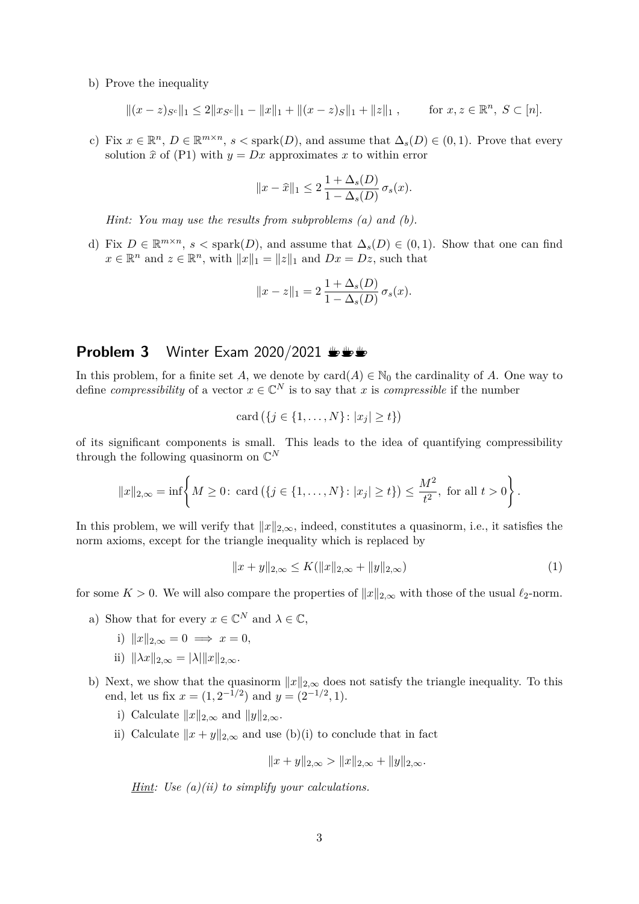b) Prove the inequality

$$\|(x-z)_{S^c}\|_1 \le 2\|x_{S^c}\|_1 - \|x\|_1 + \|(x-z)_S\|_1 + \|z\|_1 , \qquad \text{for } x, z \in \mathbb{R}^n,\ S \subset [n].$$

c) Fix $x \in \mathbb{R}^n$, $D \in \mathbb{R}^{m \times n}$, $s < \operatorname{spark}(D)$, and assume that $\Delta_s(D) \in (0,1)$. Prove that every solution $\widehat{x}$ of (P1) with $y = Dx$ approximates $x$ to within error

$$\|x - \widehat{x}\|_1 \le 2\,\frac{1+\Delta_s(D)}{1-\Delta_s(D)}\,\sigma_s(x).$$

*Hint: You may use the results from subproblems (a) and (b).*

d) Fix $D \in \mathbb{R}^{m \times n}$, $s < \operatorname{spark}(D)$, and assume that $\Delta_s(D) \in (0,1)$. Show that one can find $x \in \mathbb{R}^n$ and $z \in \mathbb{R}^n$, with $\|x\|_1 = \|z\|_1$ and $Dx = Dz$, such that

$$\|x - z\|_1 = 2\,\frac{1+\Delta_s(D)}{1-\Delta_s(D)}\,\sigma_s(x).$$

## Problem 3 Winter Exam 2020/2021 ☕☕☕

In this problem, for a finite set $A$, we denote by $\operatorname{card}(A) \in \mathbb{N}_0$ the cardinality of $A$. One way to define *compressibility* of a vector $x \in \mathbb{C}^N$ is to say that $x$ is *compressible* if the number

$$\operatorname{card}\left(\{j \in \{1,\dots,N\} \colon |x_j| \ge t\}\right)$$

of its significant components is small. This leads to the idea of quantifying compressibility through the following quasinorm on $\mathbb{C}^N$

$$\|x\|_{2,\infty} = \inf\left\{ M \ge 0 \colon \operatorname{card}\left(\{j \in \{1,\dots,N\} \colon |x_j| \ge t\}\right) \le \frac{M^2}{t^2},\ \text{for all } t > 0 \right\}.$$

In this problem, we will verify that $\|x\|_{2,\infty}$, indeed, constitutes a quasinorm, i.e., it satisfies the norm axioms, except for the triangle inequality which is replaced by

$$\|x + y\|_{2,\infty} \le K(\|x\|_{2,\infty} + \|y\|_{2,\infty}) \tag{1}$$

for some $K > 0$. We will also compare the properties of $\|x\|_{2,\infty}$ with those of the usual $\ell_2$-norm.

a) Show that for every $x \in \mathbb{C}^N$ and $\lambda \in \mathbb{C}$,

   i) $\|x\|_{2,\infty} = 0 \implies x = 0$,

   ii) $\|\lambda x\|_{2,\infty} = |\lambda| \|x\|_{2,\infty}$.

b) Next, we show that the quasinorm $\|x\|_{2,\infty}$ does not satisfy the triangle inequality. To this end, let us fix $x = (1, 2^{-1/2})$ and $y = (2^{-1/2}, 1)$.

   i) Calculate $\|x\|_{2,\infty}$ and $\|y\|_{2,\infty}$.

   ii) Calculate $\|x + y\|_{2,\infty}$ and use (b)(i) to conclude that in fact

$$\|x + y\|_{2,\infty} > \|x\|_{2,\infty} + \|y\|_{2,\infty}.$$

   *Hint: Use (a)(ii) to simplify your calculations.*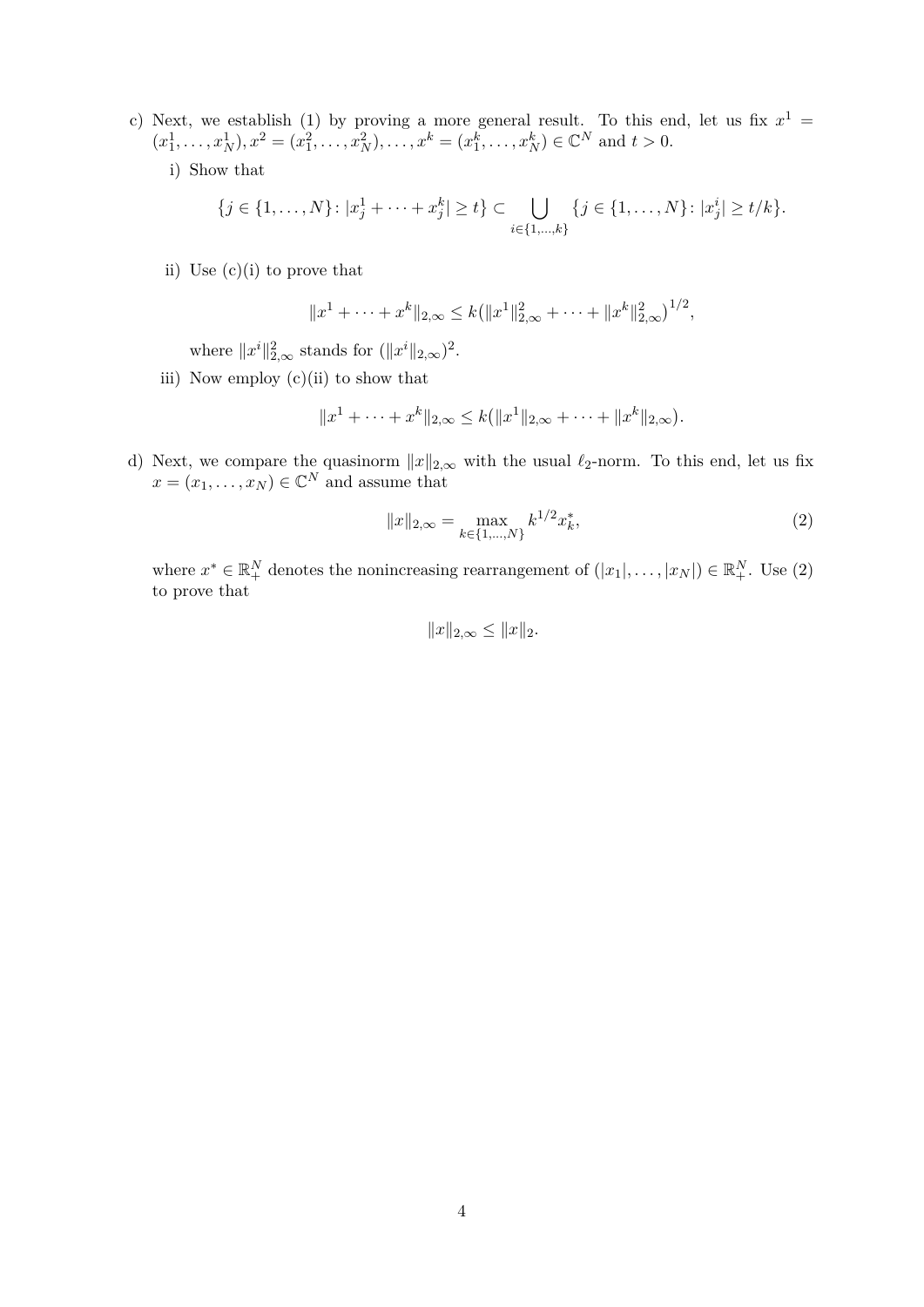c) Next, we establish (1) by proving a more general result. To this end, let us fix $x^1 = (x_1^1, \dots, x_N^1), x^2 = (x_1^2, \dots, x_N^2), \dots, x^k = (x_1^k, \dots, x_N^k) \in \mathbb{C}^N$ and $t > 0$.

   i) Show that

$$\{j \in \{1, \dots, N\} \colon |x_j^1 + \dots + x_j^k| \geq t\} \subset \bigcup_{i \in \{1, \dots, k\}} \{j \in \{1, \dots, N\} \colon |x_j^i| \geq t/k\}.$$

   ii) Use (c)(i) to prove that

$$\|x^1 + \dots + x^k\|_{2,\infty} \leq k\big(\|x^1\|_{2,\infty}^2 + \dots + \|x^k\|_{2,\infty}^2\big)^{1/2},$$

   where $\|x^i\|_{2,\infty}^2$ stands for $(\|x^i\|_{2,\infty})^2$.

   iii) Now employ (c)(ii) to show that

$$\|x^1 + \dots + x^k\|_{2,\infty} \leq k\big(\|x^1\|_{2,\infty} + \dots + \|x^k\|_{2,\infty}\big).$$

d) Next, we compare the quasinorm $\|x\|_{2,\infty}$ with the usual $\ell_2$-norm. To this end, let us fix $x = (x_1, \dots, x_N) \in \mathbb{C}^N$ and assume that

$$\|x\|_{2,\infty} = \max_{k \in \{1, \dots, N\}} k^{1/2} x_k^*, \tag{2}$$

where $x^* \in \mathbb{R}_+^N$ denotes the nonincreasing rearrangement of $(|x_1|, \dots, |x_N|) \in \mathbb{R}_+^N$. Use (2) to prove that

$$\|x\|_{2,\infty} \leq \|x\|_2.$$